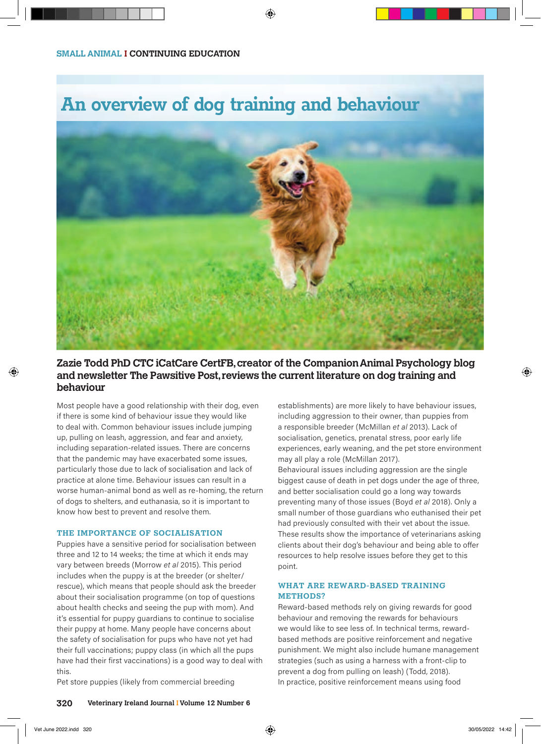# An overview of dog training and behaviour

**Zazie Todd PhD CTC iCatCare CertFB, creator of the Companion Animal Psychology blog and newsletter The Pawsitive Post, reviews the current literature on dog training and behaviour**

Most people have a good relationship with their dog, even if there is some kind of behaviour issue they would like to deal with. Common behaviour issues include jumping up, pulling on leash, aggression, and fear and anxiety, including separation-related issues. There are concerns that the pandemic may have exacerbated some issues, particularly those due to lack of socialisation and lack of practice at alone time. Behaviour issues can result in a worse human-animal bond as well as re-homing, the return of dogs to shelters, and euthanasia, so it is important to know how best to prevent and resolve them.

## THE IMPORTANCE OF SOCIALISATION

Puppies have a sensitive period for socialisation between three and 12 to 14 weeks; the time at which it ends may vary between breeds (Morrow *et al* 2015). This period includes when the puppy is at the breeder (or shelter/rescue), which means that people should ask the breeder about their socialisation programme (on top of questions about health checks and seeing the pup with mom). And it's essential for puppy guardians to continue to socialise their puppy at home. Many people have concerns about the safety of socialisation for pups who have not yet had their full vaccinations; puppy class (in which all the pups have had their first vaccinations) is a good way to deal with this.

Pet store puppies (likely from commercial breeding establishments) are more likely to have behaviour issues, including aggression to their owner, than puppies from a responsible breeder (McMillan *et al* 2013). Lack of socialisation, genetics, prenatal stress, poor early life experiences, early weaning, and the pet store environment may all play a role (McMillan 2017).

Behavioural issues including aggression are the single biggest cause of death in pet dogs under the age of three, and better socialisation could go a long way towards preventing many of those issues (Boyd *et al* 2018). Only a small number of those guardians who euthanised their pet had previously consulted with their vet about the issue. These results show the importance of veterinarians asking clients about their dog's behaviour and being able to offer resources to help resolve issues before they get to this point.

## WHAT ARE REWARD-BASED TRAINING METHODS?

Reward-based methods rely on giving rewards for good behaviour and removing the rewards for behaviours we would like to see less of. In technical terms, reward-based methods are positive reinforcement and negative punishment. We might also include humane management strategies (such as using a harness with a front-clip to prevent a dog from pulling on leash) (Todd, 2018).

In practice, positive reinforcement means using food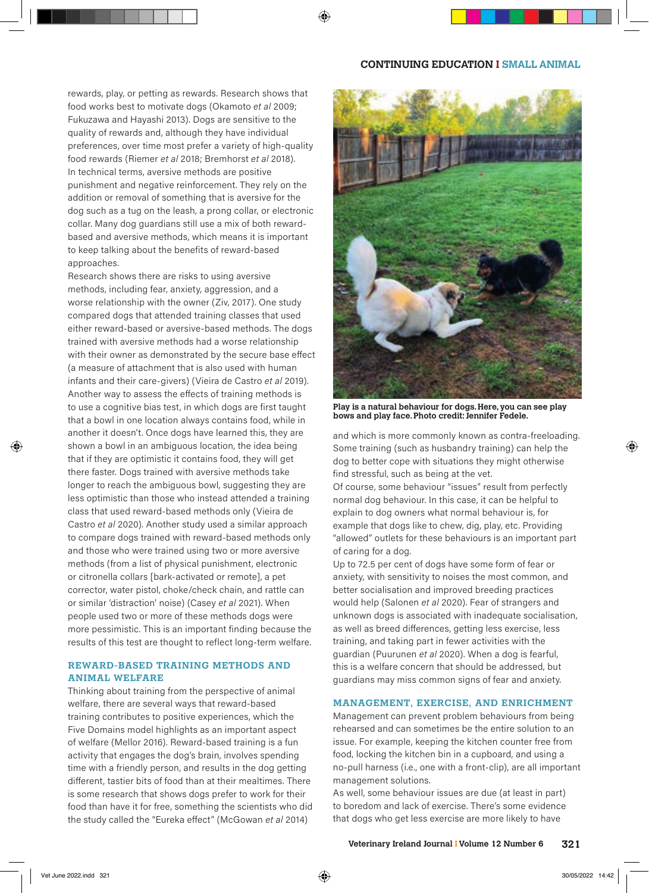rewards, play, or petting as rewards. Research shows that food works best to motivate dogs (Okamoto *et al* 2009; Fukuzawa and Hayashi 2013). Dogs are sensitive to the quality of rewards and, although they have individual preferences, over time most prefer a variety of high-quality food rewards (Riemer *et al* 2018; Bremhorst *et al* 2018).

In technical terms, aversive methods are positive punishment and negative reinforcement. They rely on the addition or removal of something that is aversive for the dog such as a tug on the leash, a prong collar, or electronic collar. Many dog guardians still use a mix of both reward-based and aversive methods, which means it is important to keep talking about the benefits of reward-based approaches.

Research shows there are risks to using aversive methods, including fear, anxiety, aggression, and a worse relationship with the owner (Ziv, 2017). One study compared dogs that attended training classes that used either reward-based or aversive-based methods. The dogs trained with aversive methods had a worse relationship with their owner as demonstrated by the secure base effect (a measure of attachment that is also used with human infants and their care-givers) (Vieira de Castro *et al* 2019). Another way to assess the effects of training methods is to use a cognitive bias test, in which dogs are first taught that a bowl in one location always contains food, while in another it doesn't. Once dogs have learned this, they are shown a bowl in an ambiguous location, the idea being that if they are optimistic it contains food, they will get there faster. Dogs trained with aversive methods take longer to reach the ambiguous bowl, suggesting they are less optimistic than those who instead attended a training class that used reward-based methods only (Vieira de Castro *et al* 2020). Another study used a similar approach to compare dogs trained with reward-based methods only and those who were trained using two or more aversive methods (from a list of physical punishment, electronic or citronella collars [bark-activated or remote], a pet corrector, water pistol, choke/check chain, and rattle can or similar 'distraction' noise) (Casey *et al* 2021). When people used two or more of these methods dogs were more pessimistic. This is an important finding because the results of this test are thought to reflect long-term welfare.

## REWARD-BASED TRAINING METHODS AND ANIMAL WELFARE

Thinking about training from the perspective of animal welfare, there are several ways that reward-based training contributes to positive experiences, which the Five Domains model highlights as an important aspect of welfare (Mellor 2016). Reward-based training is a fun activity that engages the dog's brain, involves spending time with a friendly person, and results in the dog getting different, tastier bits of food than at their mealtimes. There is some research that shows dogs prefer to work for their food than have it for free, something the scientists who did the study called the "Eureka effect" (McGowan *et al* 2014) and which is more commonly known as contra-freeloading. Some training (such as husbandry training) can help the dog to better cope with situations they might otherwise find stressful, such as being at the vet.

Of course, some behaviour "issues" result from perfectly normal dog behaviour. In this case, it can be helpful to explain to dog owners what normal behaviour is, for example that dogs like to chew, dig, play, etc. Providing "allowed" outlets for these behaviours is an important part of caring for a dog.

Up to 72.5 per cent of dogs have some form of fear or anxiety, with sensitivity to noises the most common, and better socialisation and improved breeding practices would help (Salonen *et al* 2020). Fear of strangers and unknown dogs is associated with inadequate socialisation, as well as breed differences, getting less exercise, less training, and taking part in fewer activities with the guardian (Puurunen *et al* 2020). When a dog is fearful, this is a welfare concern that should be addressed, but guardians may miss common signs of fear and anxiety.

**Play is a natural behaviour for dogs. Here, you can see play bows and play face. Photo credit: Jennifer Fedele.**

## MANAGEMENT, EXERCISE, AND ENRICHMENT

Management can prevent problem behaviours from being rehearsed and can sometimes be the entire solution to an issue. For example, keeping the kitchen counter free from food, locking the kitchen bin in a cupboard, and using a no-pull harness (i.e., one with a front-clip), are all important management solutions.

As well, some behaviour issues are due (at least in part) to boredom and lack of exercise. There's some evidence that dogs who get less exercise are more likely to have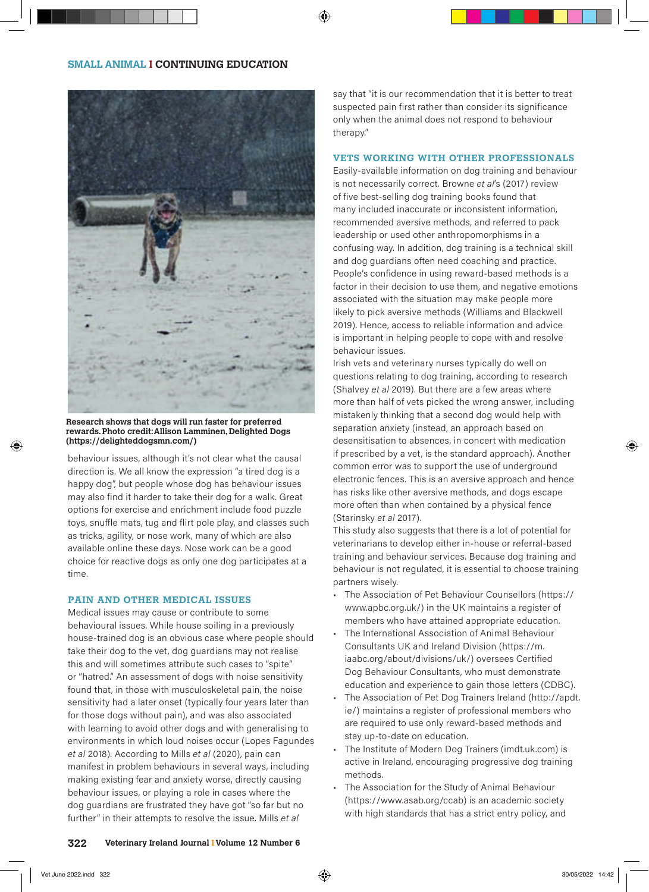Research shows that dogs will run faster for preferred rewards. Photo credit: Allison Lamminen, Delighted Dogs (https://delighteddogsmn.com/)

behaviour issues, although it's not clear what the causal direction is. We all know the expression "a tired dog is a happy dog", but people whose dog has behaviour issues may also find it harder to take their dog for a walk. Great options for exercise and enrichment include food puzzle toys, snuffle mats, tug and flirt pole play, and classes such as tricks, agility, or nose work, many of which are also available online these days. Nose work can be a good choice for reactive dogs as only one dog participates at a time.

## PAIN AND OTHER MEDICAL ISSUES

Medical issues may cause or contribute to some behavioural issues. While house soiling in a previously house-trained dog is an obvious case where people should take their dog to the vet, dog guardians may not realise this and will sometimes attribute such cases to "spite" or "hatred." An assessment of dogs with noise sensitivity found that, in those with musculoskeletal pain, the noise sensitivity had a later onset (typically four years later than for those dogs without pain), and was also associated with learning to avoid other dogs and with generalising to environments in which loud noises occur (Lopes Fagundes *et al* 2018). According to Mills *et al* (2020), pain can manifest in problem behaviours in several ways, including making existing fear and anxiety worse, directly causing behaviour issues, or playing a role in cases where the dog guardians are frustrated they have got "so far but no further" in their attempts to resolve the issue. Mills *et al* say that "it is our recommendation that it is better to treat suspected pain first rather than consider its significance only when the animal does not respond to behaviour therapy."

## VETS WORKING WITH OTHER PROFESSIONALS

Easily-available information on dog training and behaviour is not necessarily correct. Browne *et al*'s (2017) review of five best-selling dog training books found that many included inaccurate or inconsistent information, recommended aversive methods, and referred to pack leadership or used other anthropomorphisms in a confusing way. In addition, dog training is a technical skill and dog guardians often need coaching and practice. People's confidence in using reward-based methods is a factor in their decision to use them, and negative emotions associated with the situation may make people more likely to pick aversive methods (Williams and Blackwell 2019). Hence, access to reliable information and advice is important in helping people to cope with and resolve behaviour issues.

Irish vets and veterinary nurses typically do well on questions relating to dog training, according to research (Shalvey *et al* 2019). But there are a few areas where more than half of vets picked the wrong answer, including mistakenly thinking that a second dog would help with separation anxiety (instead, an approach based on desensitisation to absences, in concert with medication if prescribed by a vet, is the standard approach). Another common error was to support the use of underground electronic fences. This is an aversive approach and hence has risks like other aversive methods, and dogs escape more often than when contained by a physical fence (Starinsky *et al* 2017).

This study also suggests that there is a lot of potential for veterinarians to develop either in-house or referral-based training and behaviour services. Because dog training and behaviour is not regulated, it is essential to choose training partners wisely.

- The Association of Pet Behaviour Counsellors (https://www.apbc.org.uk/) in the UK maintains a register of members who have attained appropriate education.
- The International Association of Animal Behaviour Consultants UK and Ireland Division (https://m.iaabc.org/about/divisions/uk/) oversees Certified Dog Behaviour Consultants, who must demonstrate education and experience to gain those letters (CDBC).
- The Association of Pet Dog Trainers Ireland (http://apdt.ie/) maintains a register of professional members who are required to use only reward-based methods and stay up-to-date on education.
- The Institute of Modern Dog Trainers (imdt.uk.com) is active in Ireland, encouraging progressive dog training methods.
- The Association for the Study of Animal Behaviour (https://www.asab.org/ccab) is an academic society with high standards that has a strict entry policy, and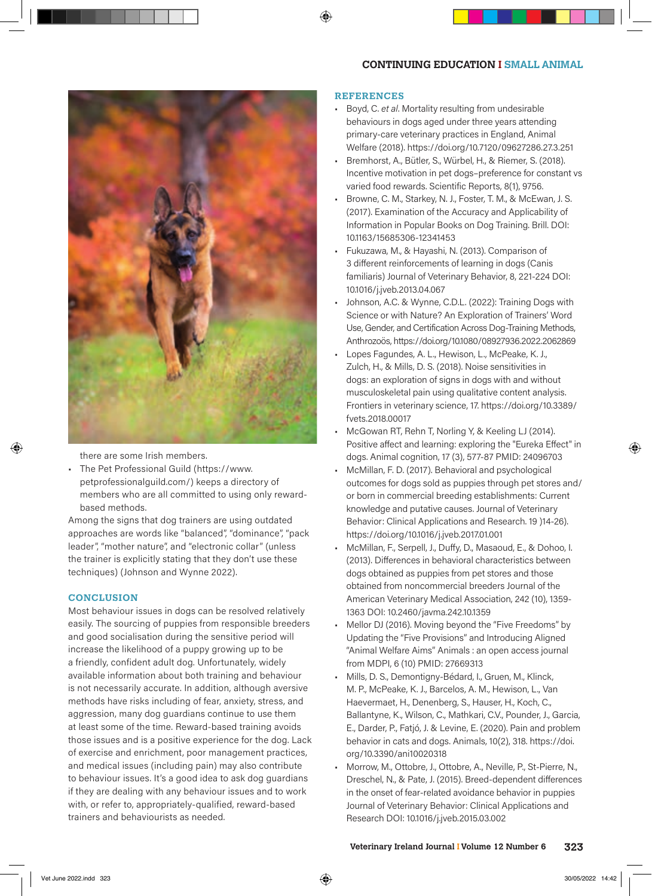there are some Irish members.

- The Pet Professional Guild (https://www.petprofessionalguild.com/) keeps a directory of members who are all committed to using only reward-based methods.

Among the signs that dog trainers are using outdated approaches are words like "balanced", "dominance", "pack leader", "mother nature", and "electronic collar" (unless the trainer is explicitly stating that they don't use these techniques) (Johnson and Wynne 2022).

## CONCLUSION

Most behaviour issues in dogs can be resolved relatively easily. The sourcing of puppies from responsible breeders and good socialisation during the sensitive period will increase the likelihood of a puppy growing up to be a friendly, confident adult dog. Unfortunately, widely available information about both training and behaviour is not necessarily accurate. In addition, although aversive methods have risks including of fear, anxiety, stress, and aggression, many dog guardians continue to use them at least some of the time. Reward-based training avoids those issues and is a positive experience for the dog. Lack of exercise and enrichment, poor management practices, and medical issues (including pain) may also contribute to behaviour issues. It's a good idea to ask dog guardians if they are dealing with any behaviour issues and to work with, or refer to, appropriately-qualified, reward-based trainers and behaviourists as needed.

## REFERENCES

- Boyd, C. *et al*. Mortality resulting from undesirable behaviours in dogs aged under three years attending primary-care veterinary practices in England, Animal Welfare (2018). https://doi.org/10.7120/09627286.27.3.251
- Bremhorst, A., Bütler, S., Würbel, H., & Riemer, S. (2018). Incentive motivation in pet dogs–preference for constant vs varied food rewards. Scientific Reports, 8(1), 9756.
- Browne, C. M., Starkey, N. J., Foster, T. M., & McEwan, J. S. (2017). Examination of the Accuracy and Applicability of Information in Popular Books on Dog Training. Brill. DOI: 10.1163/15685306-12341453
- Fukuzawa, M., & Hayashi, N. (2013). Comparison of 3 different reinforcements of learning in dogs (Canis familiaris) Journal of Veterinary Behavior, 8, 221-224 DOI: 10.1016/j.jveb.2013.04.067
- Johnson, A.C. & Wynne, C.D.L. (2022): Training Dogs with Science or with Nature? An Exploration of Trainers' Word Use, Gender, and Certification Across Dog-Training Methods, Anthrozoös, https://doi.org/10.1080/08927936.2022.2062869
- Lopes Fagundes, A. L., Hewison, L., McPeake, K. J., Zulch, H., & Mills, D. S. (2018). Noise sensitivities in dogs: an exploration of signs in dogs with and without musculoskeletal pain using qualitative content analysis. Frontiers in veterinary science, 17. https://doi.org/10.3389/fvets.2018.00017
- McGowan RT, Rehn T, Norling Y, & Keeling LJ (2014). Positive affect and learning: exploring the "Eureka Effect" in dogs. Animal cognition, 17 (3), 577-87 PMID: 24096703
- McMillan, F. D. (2017). Behavioral and psychological outcomes for dogs sold as puppies through pet stores and/or born in commercial breeding establishments: Current knowledge and putative causes. Journal of Veterinary Behavior: Clinical Applications and Research. 19 )14-26). https://doi.org/10.1016/j.jveb.2017.01.001
- McMillan, F., Serpell, J., Duffy, D., Masaoud, E., & Dohoo, I. (2013). Differences in behavioral characteristics between dogs obtained as puppies from pet stores and those obtained from noncommercial breeders Journal of the American Veterinary Medical Association, 242 (10), 1359-1363 DOI: 10.2460/javma.242.10.1359
- Mellor DJ (2016). Moving beyond the "Five Freedoms" by Updating the "Five Provisions" and Introducing Aligned "Animal Welfare Aims" Animals : an open access journal from MDPI, 6 (10) PMID: 27669313
- Mills, D. S., Demontigny-Bédard, I., Gruen, M., Klinck, M. P., McPeake, K. J., Barcelos, A. M., Hewison, L., Van Haevermaet, H., Denenberg, S., Hauser, H., Koch, C., Ballantyne, K., Wilson, C., Mathkari, C.V., Pounder, J., Garcia, E., Darder, P., Fatjó, J. & Levine, E. (2020). Pain and problem behavior in cats and dogs. Animals, 10(2), 318. https://doi.org/10.3390/ani10020318
- Morrow, M., Ottobre, J., Ottobre, A., Neville, P., St-Pierre, N., Dreschel, N., & Pate, J. (2015). Breed-dependent differences in the onset of fear-related avoidance behavior in puppies Journal of Veterinary Behavior: Clinical Applications and Research DOI: 10.1016/j.jveb.2015.03.002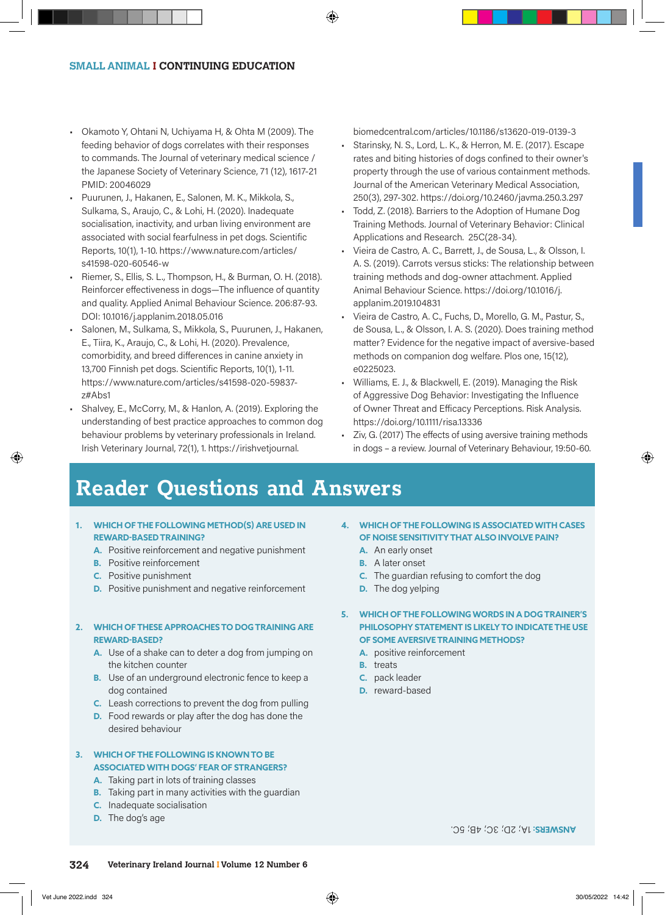- Okamoto Y, Ohtani N, Uchiyama H, & Ohta M (2009). The feeding behavior of dogs correlates with their responses to commands. The Journal of veterinary medical science / the Japanese Society of Veterinary Science, 71 (12), 1617-21 PMID: 20046029
- Puurunen, J., Hakanen, E., Salonen, M. K., Mikkola, S., Sulkama, S., Araujo, C., & Lohi, H. (2020). Inadequate socialisation, inactivity, and urban living environment are associated with social fearfulness in pet dogs. Scientific Reports, 10(1), 1-10. https://www.nature.com/articles/s41598-020-60546-w
- Riemer, S., Ellis, S. L., Thompson, H., & Burman, O. H. (2018). Reinforcer effectiveness in dogs—The influence of quantity and quality. Applied Animal Behaviour Science. 206:87-93. DOI: 10.1016/j.applanim.2018.05.016
- Salonen, M., Sulkama, S., Mikkola, S., Puurunen, J., Hakanen, E., Tiira, K., Araujo, C., & Lohi, H. (2020). Prevalence, comorbidity, and breed differences in canine anxiety in 13,700 Finnish pet dogs. Scientific Reports, 10(1), 1-11. https://www.nature.com/articles/s41598-020-59837-z#Abs1
- Shalvey, E., McCorry, M., & Hanlon, A. (2019). Exploring the understanding of best practice approaches to common dog behaviour problems by veterinary professionals in Ireland. Irish Veterinary Journal, 72(1), 1. https://irishvetjournal.biomedcentral.com/articles/10.1186/s13620-019-0139-3
- Starinsky, N. S., Lord, L. K., & Herron, M. E. (2017). Escape rates and biting histories of dogs confined to their owner's property through the use of various containment methods. Journal of the American Veterinary Medical Association, 250(3), 297-302. https://doi.org/10.2460/javma.250.3.297
- Todd, Z. (2018). Barriers to the Adoption of Humane Dog Training Methods. Journal of Veterinary Behavior: Clinical Applications and Research. 25C(28-34).
- Vieira de Castro, A. C., Barrett, J., de Sousa, L., & Olsson, I. A. S. (2019). Carrots versus sticks: The relationship between training methods and dog-owner attachment. Applied Animal Behaviour Science. https://doi.org/10.1016/j.applanim.2019.104831
- Vieira de Castro, A. C., Fuchs, D., Morello, G. M., Pastur, S., de Sousa, L., & Olsson, I. A. S. (2020). Does training method matter? Evidence for the negative impact of aversive-based methods on companion dog welfare. Plos one, 15(12), e0225023.
- Williams, E. J., & Blackwell, E. (2019). Managing the Risk of Aggressive Dog Behavior: Investigating the Influence of Owner Threat and Efficacy Perceptions. Risk Analysis. https://doi.org/10.1111/risa.13336
- Ziv, G. (2017) The effects of using aversive training methods in dogs – a review. Journal of Veterinary Behaviour, 19:50-60.

# Reader Questions and Answers

**1. WHICH OF THE FOLLOWING METHOD(S) ARE USED IN REWARD-BASED TRAINING?**

- **A.** Positive reinforcement and negative punishment
- **B.** Positive reinforcement
- **C.** Positive punishment
- **D.** Positive punishment and negative reinforcement

**2. WHICH OF THESE APPROACHES TO DOG TRAINING ARE REWARD-BASED?**

- **A.** Use of a shake can to deter a dog from jumping on the kitchen counter
- **B.** Use of an underground electronic fence to keep a dog contained
- **C.** Leash corrections to prevent the dog from pulling
- **D.** Food rewards or play after the dog has done the desired behaviour

**3. WHICH OF THE FOLLOWING IS KNOWN TO BE ASSOCIATED WITH DOGS' FEAR OF STRANGERS?**

- **A.** Taking part in lots of training classes
- **B.** Taking part in many activities with the guardian
- **C.** Inadequate socialisation
- **D.** The dog's age

**4. WHICH OF THE FOLLOWING IS ASSOCIATED WITH CASES OF NOISE SENSITIVITY THAT ALSO INVOLVE PAIN?**

- **A.** An early onset
- **B.** A later onset
- **C.** The guardian refusing to comfort the dog
- **D.** The dog yelping

**5. WHICH OF THE FOLLOWING WORDS IN A DOG TRAINER'S PHILOSOPHY STATEMENT IS LIKELY TO INDICATE THE USE OF SOME AVERSIVE TRAINING METHODS?**

- **A.** positive reinforcement
- **B.** treats
- **C.** pack leader
- **D.** reward-based

**ANSWERS:** 1A; 2D; 3C; 4B; 5C.